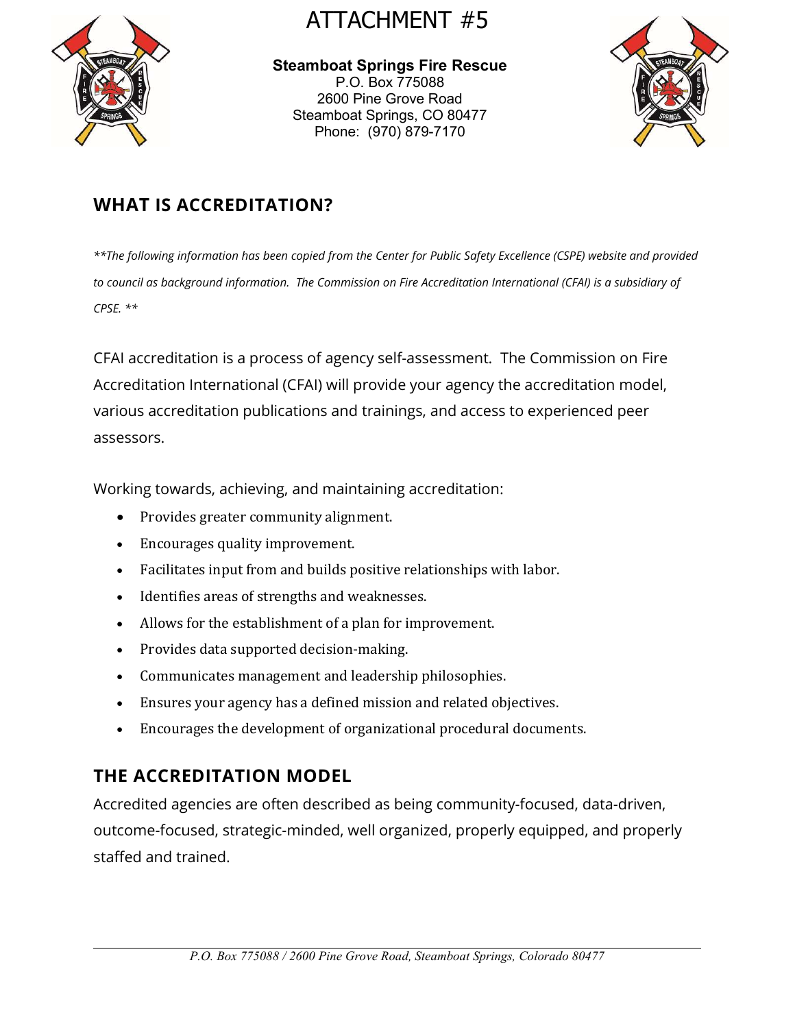# ATTACHMENT #5

**Steamboat Springs Fire Rescue**
P.O. Box 775088
2600 Pine Grove Road
Steamboat Springs, CO 80477
Phone: (970) 879-7170

## WHAT IS ACCREDITATION?

*\*\*The following information has been copied from the Center for Public Safety Excellence (CSPE) website and provided to council as background information. The Commission on Fire Accreditation International (CFAI) is a subsidiary of CPSE. \*\**

CFAI accreditation is a process of agency self-assessment. The Commission on Fire Accreditation International (CFAI) will provide your agency the accreditation model, various accreditation publications and trainings, and access to experienced peer assessors.

Working towards, achieving, and maintaining accreditation:

- Provides greater community alignment.
- Encourages quality improvement.
- Facilitates input from and builds positive relationships with labor.
- Identifies areas of strengths and weaknesses.
- Allows for the establishment of a plan for improvement.
- Provides data supported decision-making.
- Communicates management and leadership philosophies.
- Ensures your agency has a defined mission and related objectives.
- Encourages the development of organizational procedural documents.

## THE ACCREDITATION MODEL

Accredited agencies are often described as being community-focused, data-driven, outcome-focused, strategic-minded, well organized, properly equipped, and properly staffed and trained.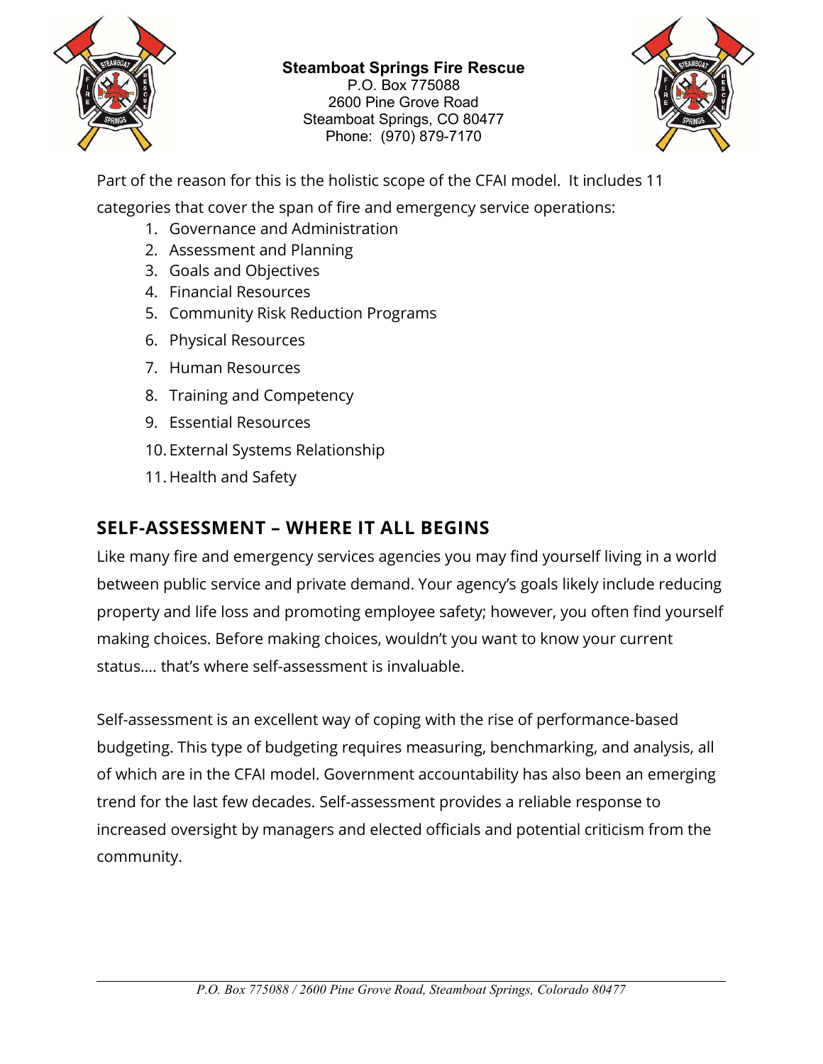Part of the reason for this is the holistic scope of the CFAI model. It includes 11 categories that cover the span of fire and emergency service operations:

1. Governance and Administration
2. Assessment and Planning
3. Goals and Objectives
4. Financial Resources
5. Community Risk Reduction Programs
6. Physical Resources
7. Human Resources
8. Training and Competency
9. Essential Resources
10. External Systems Relationship
11. Health and Safety

## SELF-ASSESSMENT – WHERE IT ALL BEGINS

Like many fire and emergency services agencies you may find yourself living in a world between public service and private demand. Your agency's goals likely include reducing property and life loss and promoting employee safety; however, you often find yourself making choices. Before making choices, wouldn't you want to know your current status…. that's where self-assessment is invaluable.

Self-assessment is an excellent way of coping with the rise of performance-based budgeting. This type of budgeting requires measuring, benchmarking, and analysis, all of which are in the CFAI model. Government accountability has also been an emerging trend for the last few decades. Self-assessment provides a reliable response to increased oversight by managers and elected officials and potential criticism from the community.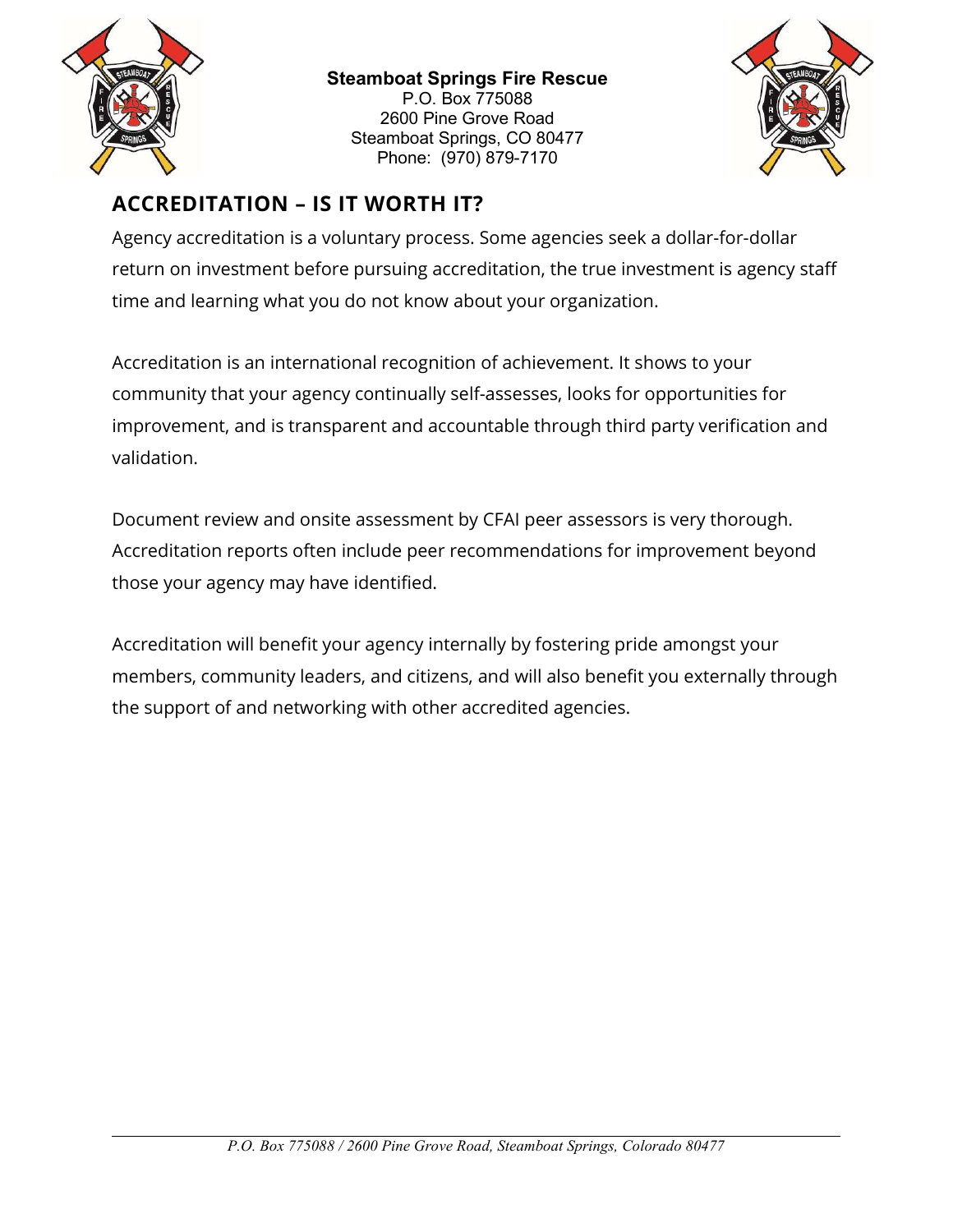## ACCREDITATION – IS IT WORTH IT?

Agency accreditation is a voluntary process. Some agencies seek a dollar-for-dollar return on investment before pursuing accreditation, the true investment is agency staff time and learning what you do not know about your organization.

Accreditation is an international recognition of achievement. It shows to your community that your agency continually self-assesses, looks for opportunities for improvement, and is transparent and accountable through third party verification and validation.

Document review and onsite assessment by CFAI peer assessors is very thorough. Accreditation reports often include peer recommendations for improvement beyond those your agency may have identified.

Accreditation will benefit your agency internally by fostering pride amongst your members, community leaders, and citizens, and will also benefit you externally through the support of and networking with other accredited agencies.